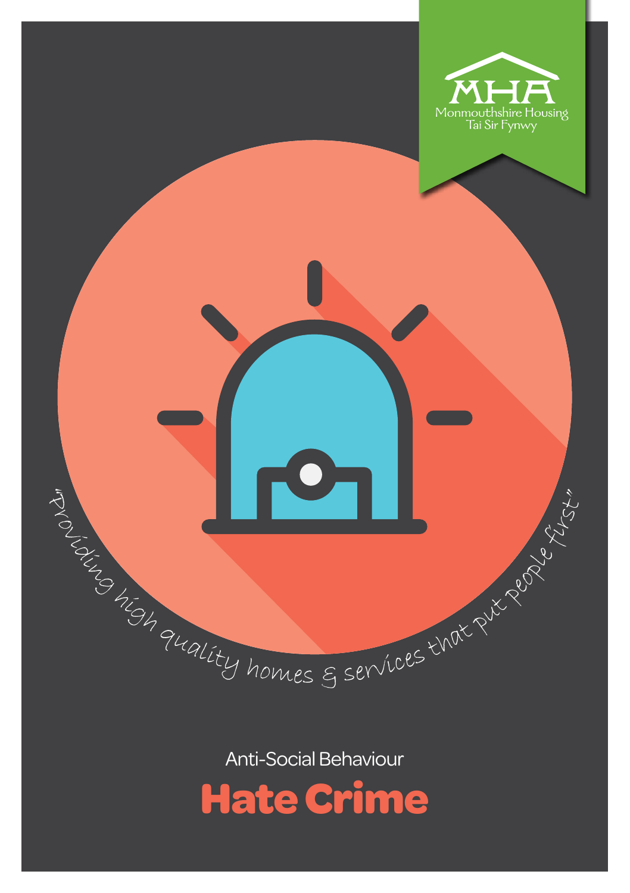MHA

Monmouthshire Housing
Tai Sir Fynwy

"Providing high quality homes & services that put people first"

Anti-Social Behaviour

# Hate Crime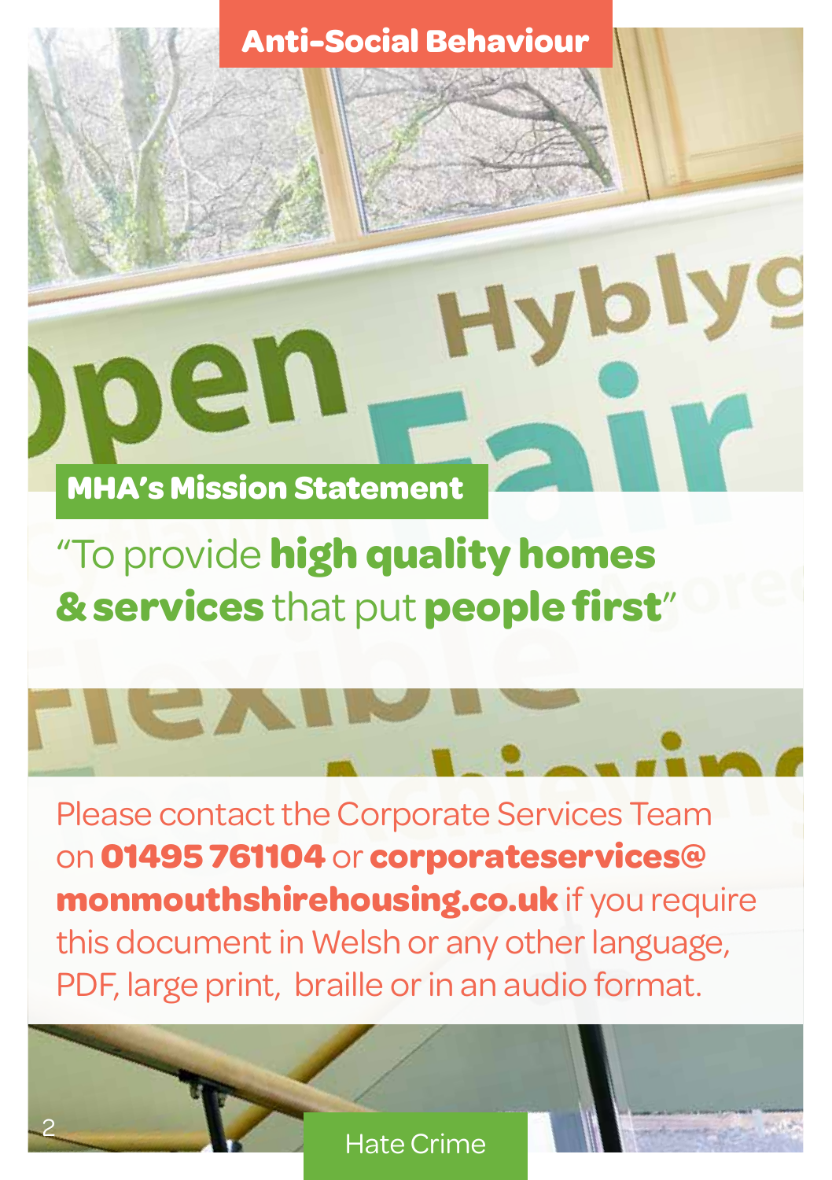## MHA's Mission Statement

"To provide **high quality homes & services** that put **people first**"

Please contact the Corporate Services Team on **01495 761104** or **corporateservices@monmouthshirehousing.co.uk** if you require this document in Welsh or any other language, PDF, large print, braille or in an audio format.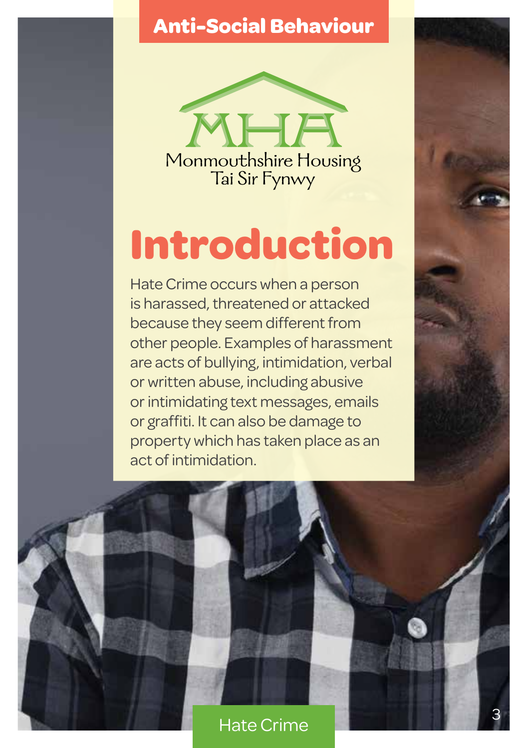# Introduction

Hate Crime occurs when a person is harassed, threatened or attacked because they seem different from other people. Examples of harassment are acts of bullying, intimidation, verbal or written abuse, including abusive or intimidating text messages, emails or graffiti. It can also be damage to property which has taken place as an act of intimidation.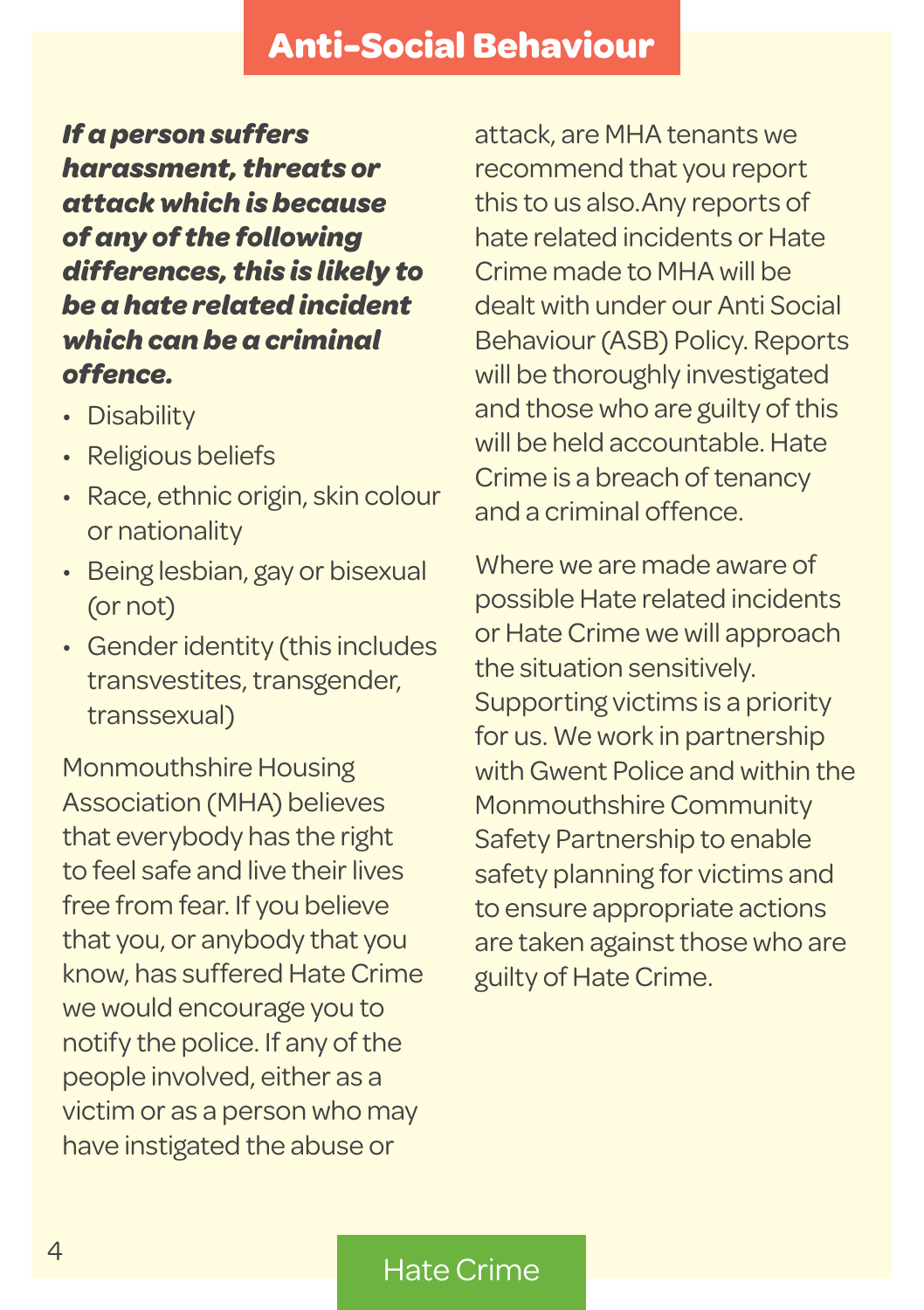# Anti-Social Behaviour

***If a person suffers harassment, threats or attack which is because of any of the following differences, this is likely to be a hate related incident which can be a criminal offence.***

- Disability
- Religious beliefs
- Race, ethnic origin, skin colour or nationality
- Being lesbian, gay or bisexual (or not)
- Gender identity (this includes transvestites, transgender, transsexual)

Monmouthshire Housing Association (MHA) believes that everybody has the right to feel safe and live their lives free from fear. If you believe that you, or anybody that you know, has suffered Hate Crime we would encourage you to notify the police. If any of the people involved, either as a victim or as a person who may have instigated the abuse or attack, are MHA tenants we recommend that you report this to us also.Any reports of hate related incidents or Hate Crime made to MHA will be dealt with under our Anti Social Behaviour (ASB) Policy. Reports will be thoroughly investigated and those who are guilty of this will be held accountable. Hate Crime is a breach of tenancy and a criminal offence.

Where we are made aware of possible Hate related incidents or Hate Crime we will approach the situation sensitively. Supporting victims is a priority for us. We work in partnership with Gwent Police and within the Monmouthshire Community Safety Partnership to enable safety planning for victims and to ensure appropriate actions are taken against those who are guilty of Hate Crime.

## Hate Crime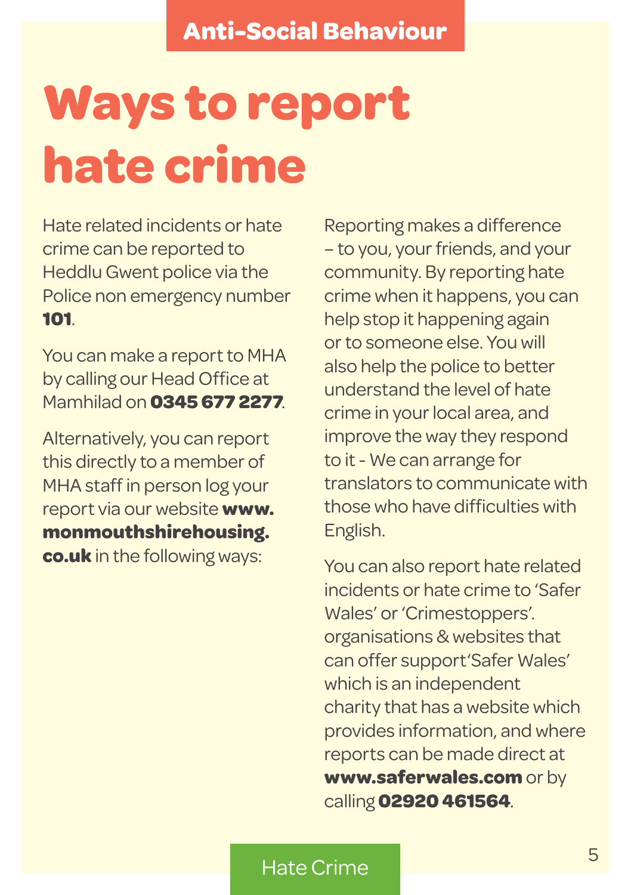Anti-Social Behaviour

# Ways to report hate crime

Hate related incidents or hate crime can be reported to Heddlu Gwent police via the Police non emergency number **101**.

You can make a report to MHA by calling our Head Office at Mamhilad on **0345 677 2277**.

Alternatively, you can report this directly to a member of MHA staff in person log your report via our website **www.monmouthshirehousing.co.uk** in the following ways:

Reporting makes a difference – to you, your friends, and your community. By reporting hate crime when it happens, you can help stop it happening again or to someone else. You will also help the police to better understand the level of hate crime in your local area, and improve the way they respond to it - We can arrange for translators to communicate with those who have difficulties with English.

You can also report hate related incidents or hate crime to 'Safer Wales' or 'Crimestoppers'. organisations & websites that can offer support'Safer Wales' which is an independent charity that has a website which provides information, and where reports can be made direct at **www.saferwales.com** or by calling **02920 461564**.

Hate Crime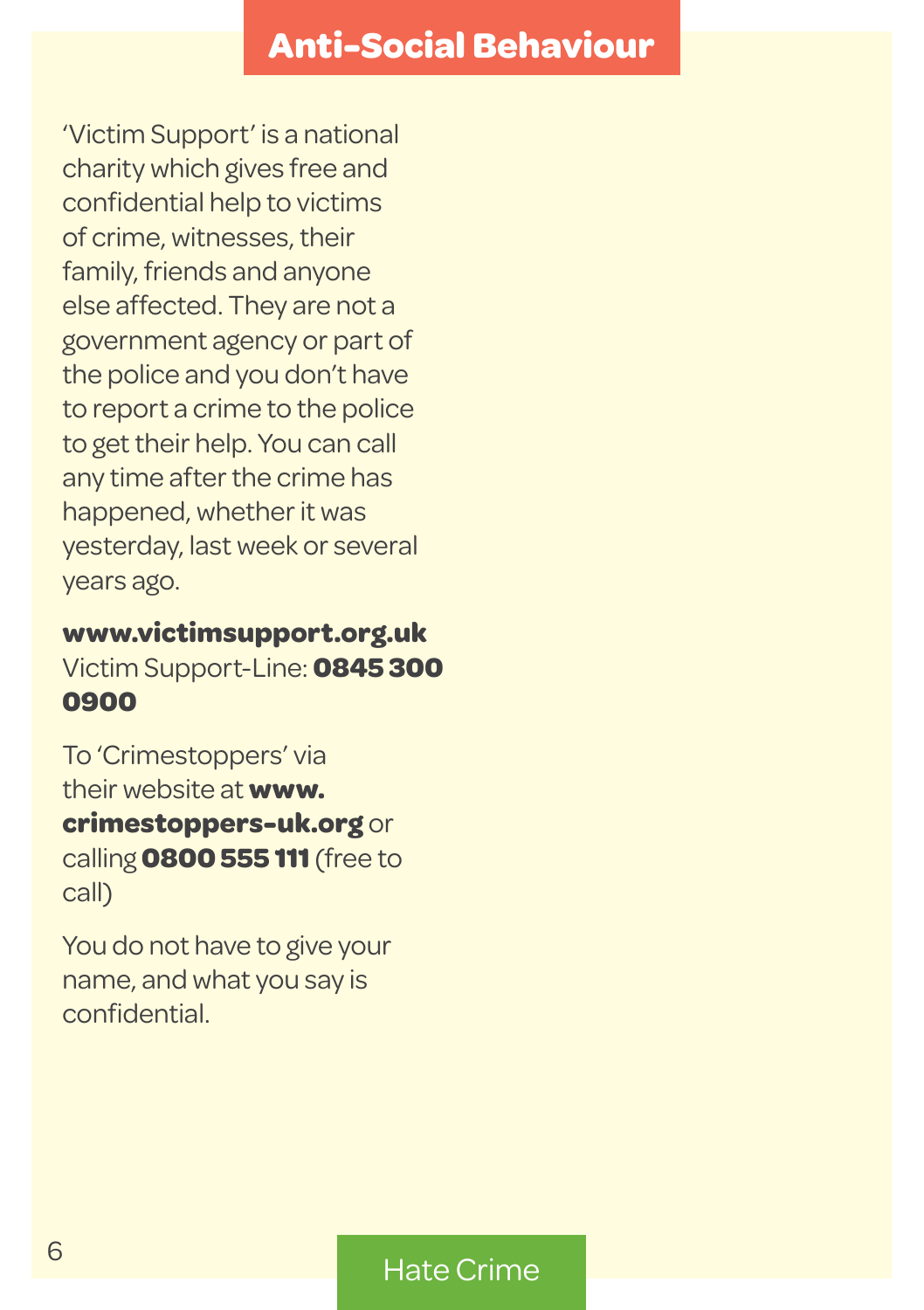# Anti-Social Behaviour

'Victim Support' is a national charity which gives free and confidential help to victims of crime, witnesses, their family, friends and anyone else affected. They are not a government agency or part of the police and you don't have to report a crime to the police to get their help. You can call any time after the crime has happened, whether it was yesterday, last week or several years ago.

**www.victimsupport.org.uk**
Victim Support-Line: **0845 300 0900**

To 'Crimestoppers' via their website at **www.crimestoppers-uk.org** or calling **0800 555 111** (free to call)

You do not have to give your name, and what you say is confidential.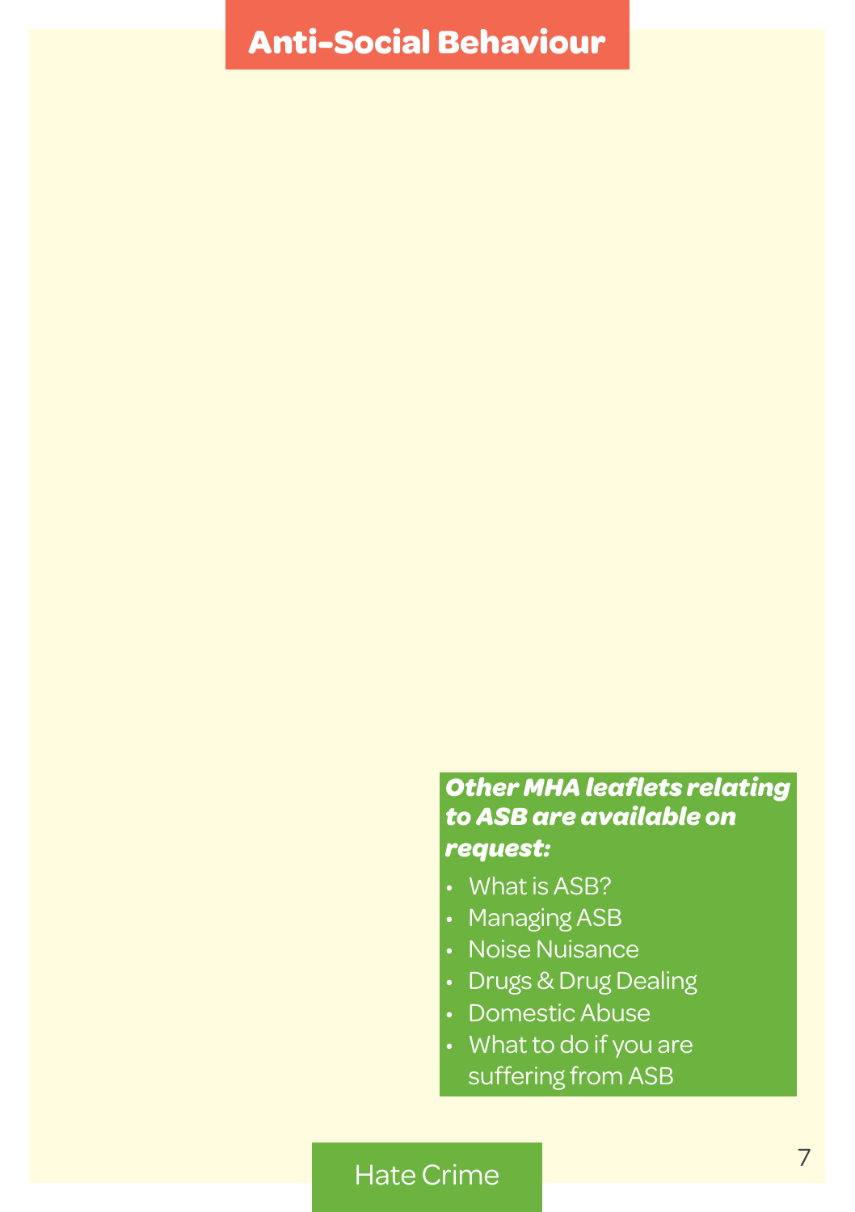# Anti-Social Behaviour

***Other MHA leaflets relating to ASB are available on request:***

- What is ASB?
- Managing ASB
- Noise Nuisance
- Drugs & Drug Dealing
- Domestic Abuse
- What to do if you are suffering from ASB

Hate Crime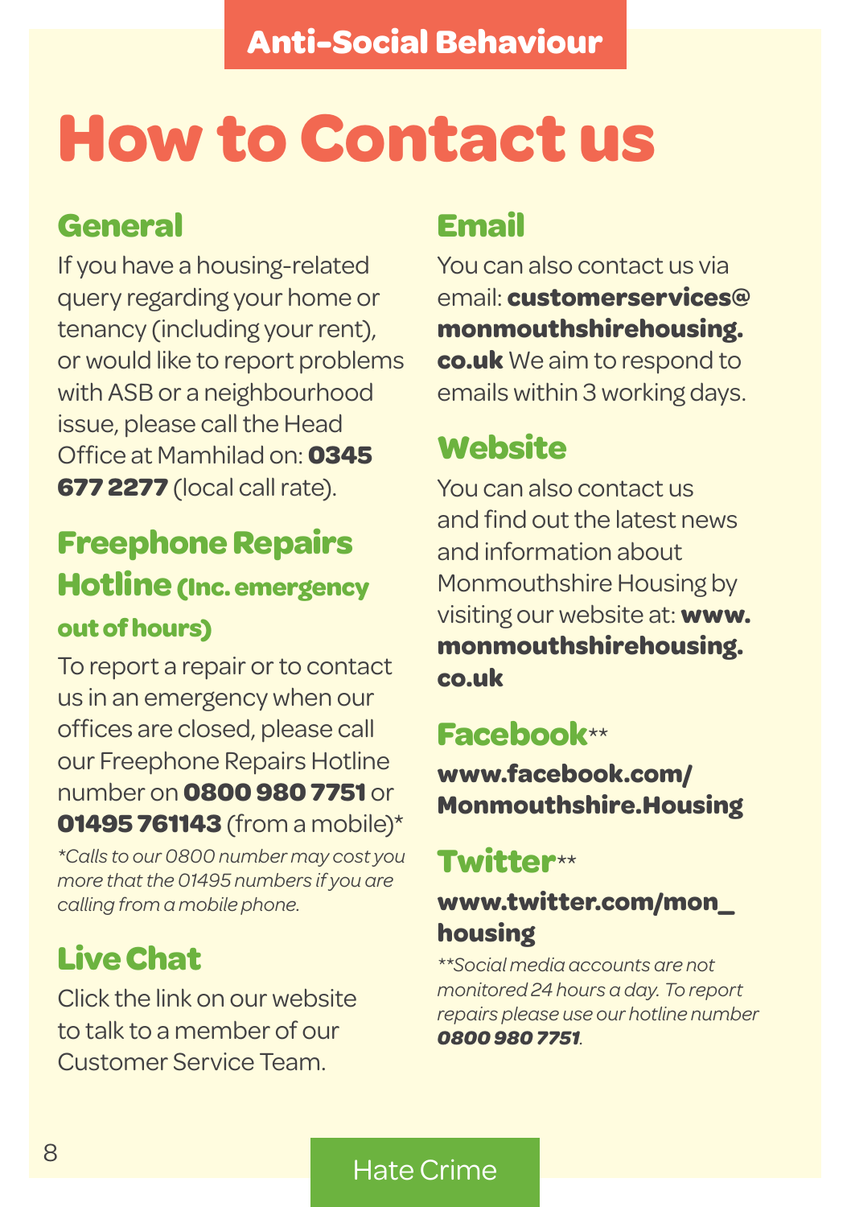Anti-Social Behaviour

# How to Contact us

## General

If you have a housing-related query regarding your home or tenancy (including your rent), or would like to report problems with ASB or a neighbourhood issue, please call the Head Office at Mamhilad on: **0345 677 2277** (local call rate).

## Freephone Repairs Hotline (Inc. emergency out of hours)

To report a repair or to contact us in an emergency when our offices are closed, please call our Freephone Repairs Hotline number on **0800 980 7751** or **01495 761143** (from a mobile)*

*\*Calls to our 0800 number may cost you more that the 01495 numbers if you are calling from a mobile phone.*

## Live Chat

Click the link on our website to talk to a member of our Customer Service Team.

## Email

You can also contact us via email: **customerservices@monmouthshirehousing.co.uk** We aim to respond to emails within 3 working days.

## Website

You can also contact us and find out the latest news and information about Monmouthshire Housing by visiting our website at: **www.monmouthshirehousing.co.uk**

## Facebook**

**www.facebook.com/Monmouthshire.Housing**

## Twitter**

**www.twitter.com/mon_housing**

*\*\*Social media accounts are not monitored 24 hours a day. To report repairs please use our hotline number **0800 980 7751**.*

Hate Crime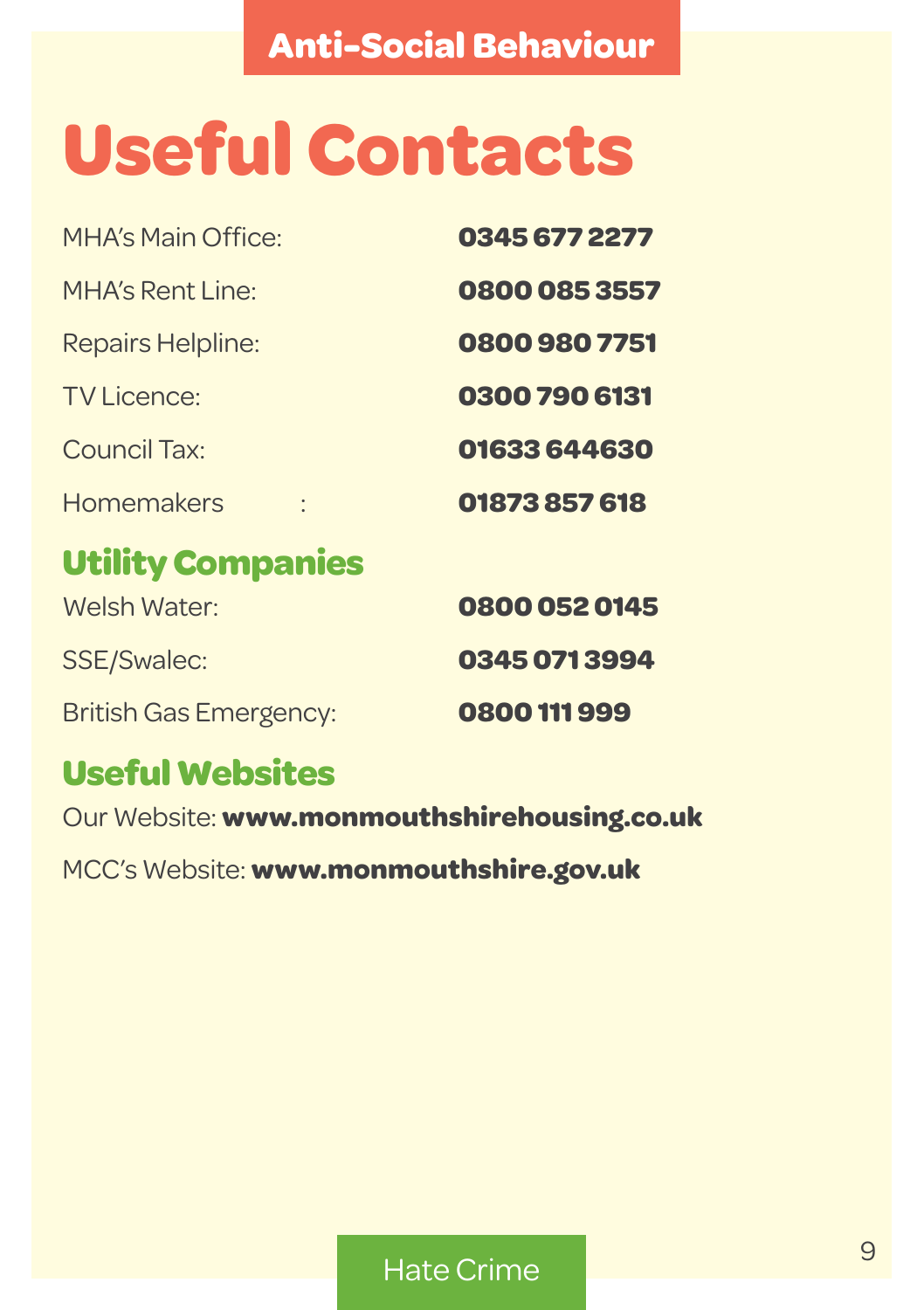Anti-Social Behaviour

# Useful Contacts

| | |
|---|---|
| MHA's Main Office: | **0345 677 2277** |
| MHA's Rent Line: | **0800 085 3557** |
| Repairs Helpline: | **0800 980 7751** |
| TV Licence: | **0300 790 6131** |
| Council Tax: | **01633 644630** |
| Homemakers : | **01873 857 618** |

## Utility Companies

| | |
|---|---|
| Welsh Water: | **0800 052 0145** |
| SSE/Swalec: | **0345 071 3994** |
| British Gas Emergency: | **0800 111 999** |

## Useful Websites

Our Website: **www.monmouthshirehousing.co.uk**

MCC's Website: **www.monmouthshire.gov.uk**

Hate Crime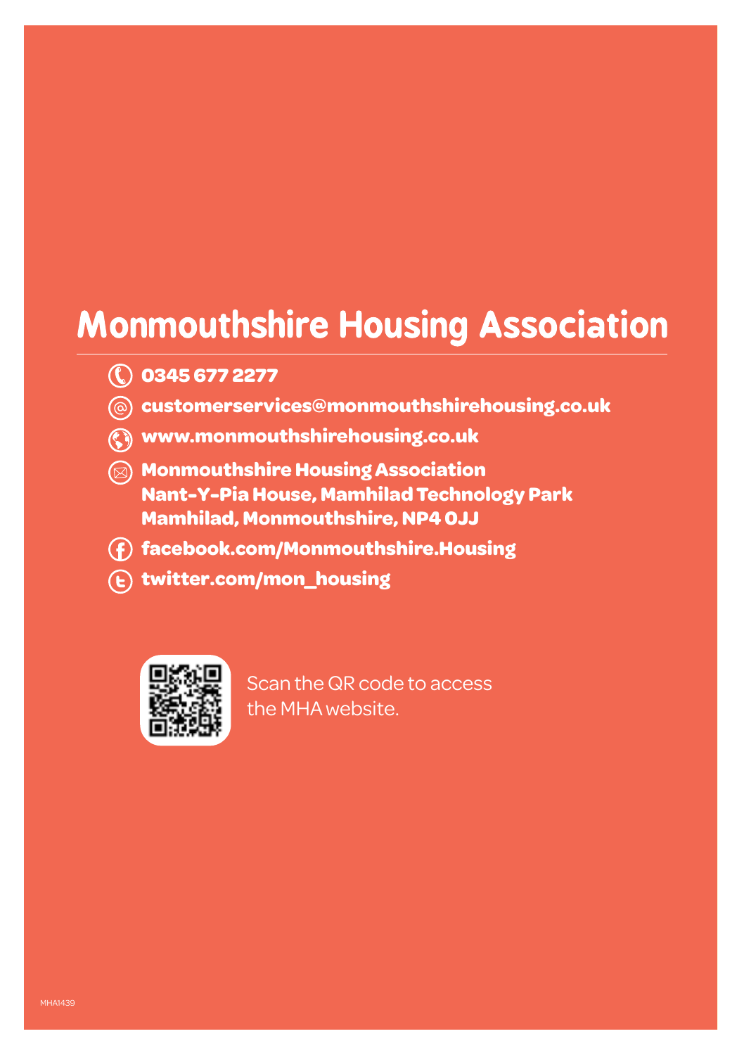# Monmouthshire Housing Association

- 0345 677 2277
- customerservices@monmouthshirehousing.co.uk
- www.monmouthshirehousing.co.uk
- Monmouthshire Housing Association
  Nant-Y-Pia House, Mamhilad Technology Park
  Mamhilad, Monmouthshire, NP4 0JJ
- facebook.com/Monmouthshire.Housing
- twitter.com/mon_housing

Scan the QR code to access the MHA website.

MHA1439